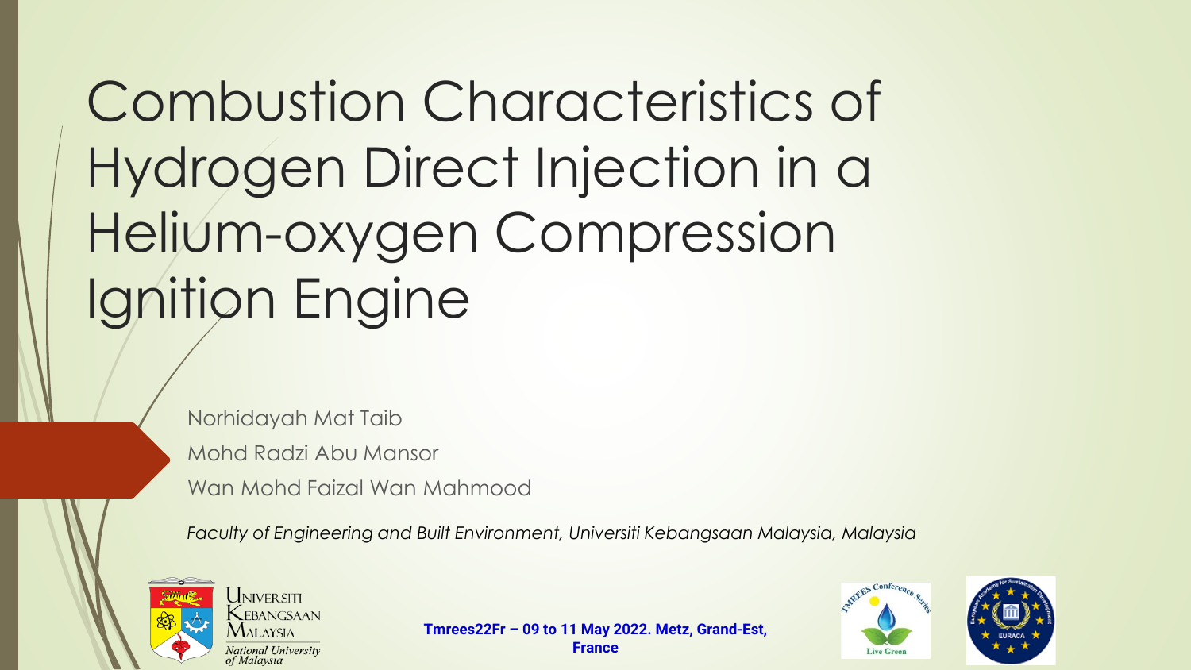# Combustion Characteristics of Hydrogen Direct Injection in a Helium-oxygen Compression Ignition Engine

Norhidayah Mat Taib

Mohd Radzi Abu Mansor

Wan Mohd Faizal Wan Mahmood

*Faculty of Engineering and Built Environment, Universiti Kebangsaan Malaysia, Malaysia*

Universiti Kebangsaan Malaysia

*National University of Malaysia*

**Tmrees22Fr – 09 to 11 May 2022. Metz, Grand-Est, France**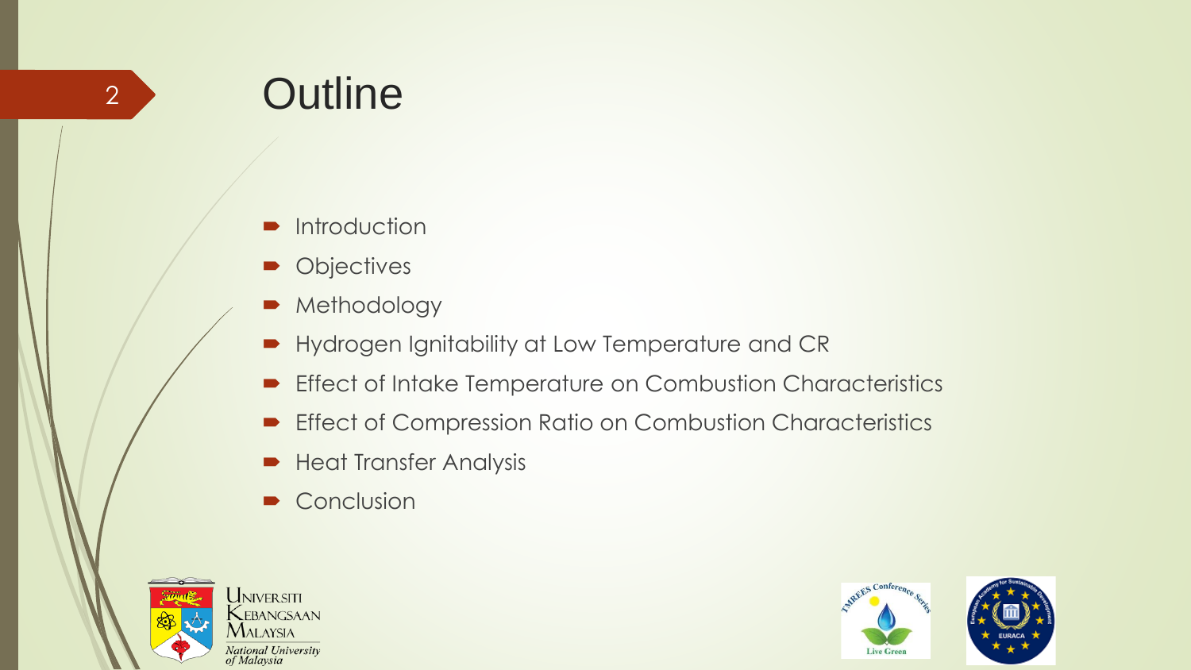# Outline

- Introduction
- Objectives
- Methodology
- Hydrogen Ignitability at Low Temperature and CR
- Effect of Intake Temperature on Combustion Characteristics
- Effect of Compression Ratio on Combustion Characteristics
- Heat Transfer Analysis
- Conclusion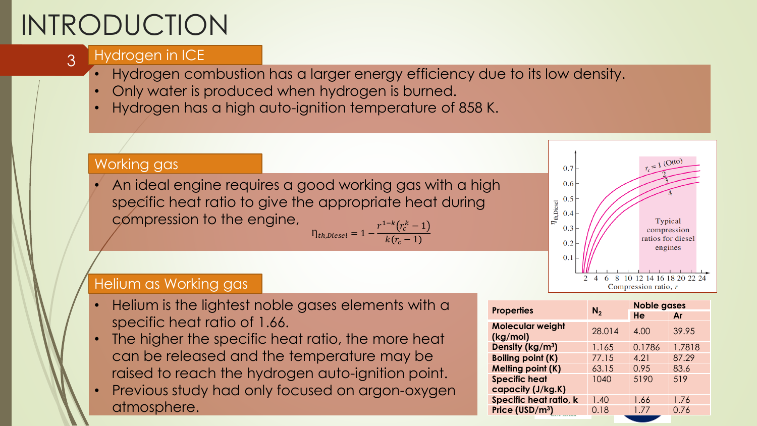# INTRODUCTION

## Hydrogen in ICE

- Hydrogen combustion has a larger energy efficiency due to its low density.
- Only water is produced when hydrogen is burned.
- Hydrogen has a high auto-ignition temperature of 858 K.

## Working gas

- An ideal engine requires a good working gas with a high specific heat ratio to give the appropriate heat during compression to the engine,

$$\eta_{th,Diesel} = 1 - \frac{r^{1-k}(r_c^k - 1)}{k(r_c - 1)}$$

## Helium as Working gas

- Helium is the lightest noble gases elements with a specific heat ratio of 1.66.
- The higher the specific heat ratio, the more heat can be released and the temperature may be raised to reach the hydrogen auto-ignition point.
- Previous study had only focused on argon-oxygen atmosphere.

| Properties | $N_2$ | Noble gases | |
|---|---|---|---|
| | | He | Ar |
| Molecular weight (kg/mol) | 28.014 | 4.00 | 39.95 |
| Density (kg/m³) | 1.165 | 0.1786 | 1.7818 |
| Boiling point (K) | 77.15 | 4.21 | 87.29 |
| Melting point (K) | 63.15 | 0.95 | 83.6 |
| Specific heat capacity (J/kg.K) | 1040 | 5190 | 519 |
| Specific heat ratio, k | 1.40 | 1.66 | 1.76 |
| Price (USD/m³) | 0.18 | 1.77 | 0.76 |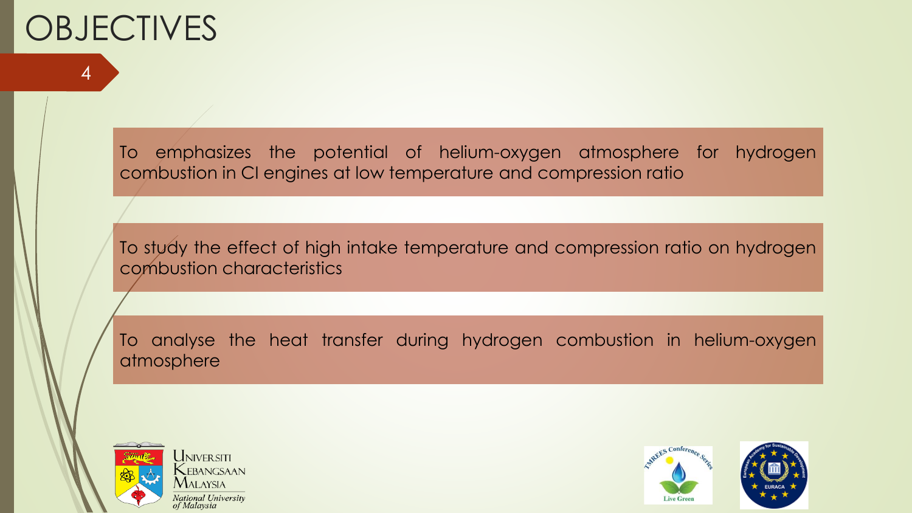# OBJECTIVES

To emphasizes the potential of helium-oxygen atmosphere for hydrogen combustion in CI engines at low temperature and compression ratio

To study the effect of high intake temperature and compression ratio on hydrogen combustion characteristics

To analyse the heat transfer during hydrogen combustion in helium-oxygen atmosphere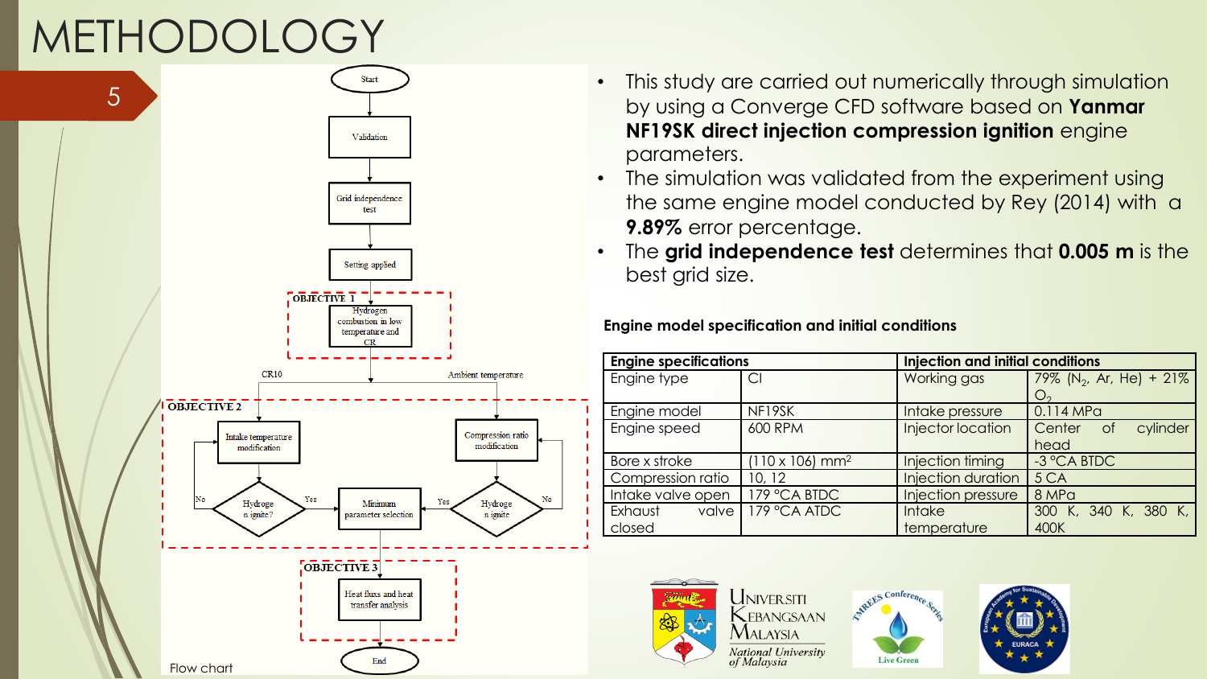# METHODOLOGY

- This study are carried out numerically through simulation by using a Converge CFD software based on **Yanmar NF19SK direct injection compression ignition** engine parameters.
- The simulation was validated from the experiment using the same engine model conducted by Rey (2014) with a **9.89%** error percentage.
- The **grid independence test** determines that **0.005 m** is the best grid size.

Start → Validation → Grid independence test → Setting applied

OBJECTIVE 1: Hydrogen combustion in low temperature and CR

CR10 / Ambient temperature

OBJECTIVE 2: Intake temperature modification → Hydrogen ignite? (No → back; Yes → Minimum parameter selection) ; Compression ratio modification → Hydrogen ignite (No → back; Yes → Minimum parameter selection)

OBJECTIVE 3: Heat flux and heat transfer analysis

End

Flow chart

**Engine model specification and initial conditions**

| Engine specifications | | Injection and initial conditions | |
|---|---|---|---|
| Engine type | CI | Working gas | 79% ($N_2$, Ar, He) + 21% $O_2$ |
| Engine model | NF19SK | Intake pressure | 0.114 MPa |
| Engine speed | 600 RPM | Injector location | Center of cylinder head |
| Bore x stroke | (110 x 106) $mm^2$ | Injection timing | -3 °CA BTDC |
| Compression ratio | 10, 12 | Injection duration | 5 CA |
| Intake valve open | 179 °CA BTDC | Injection pressure | 8 MPa |
| Exhaust valve closed | 179 °CA ATDC | Intake temperature | 300 K, 340 K, 380 K, 400K |

Universiti Kebangsaan Malaysia — National University of Malaysia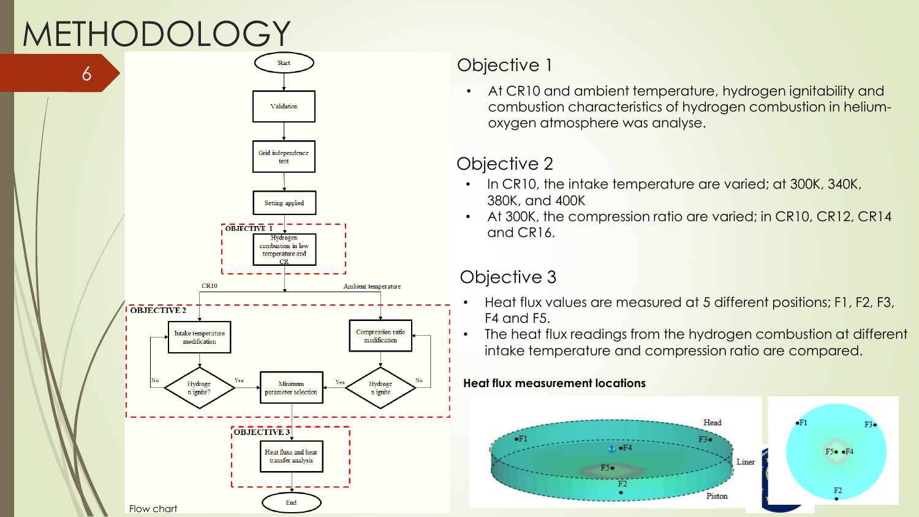# METHODOLOGY

Flow chart

## Objective 1

- At CR10 and ambient temperature, hydrogen ignitability and combustion characteristics of hydrogen combustion in helium-oxygen atmosphere was analyse.

## Objective 2

- In CR10, the intake temperature are varied; at 300K, 340K, 380K, and 400K
- At 300K, the compression ratio are varied; in CR10, CR12, CR14 and CR16.

## Objective 3

- Heat flux values are measured at 5 different positions; F1, F2, F3, F4 and F5.
- The heat flux readings from the hydrogen combustion at different intake temperature and compression ratio are compared.

**Heat flux measurement locations**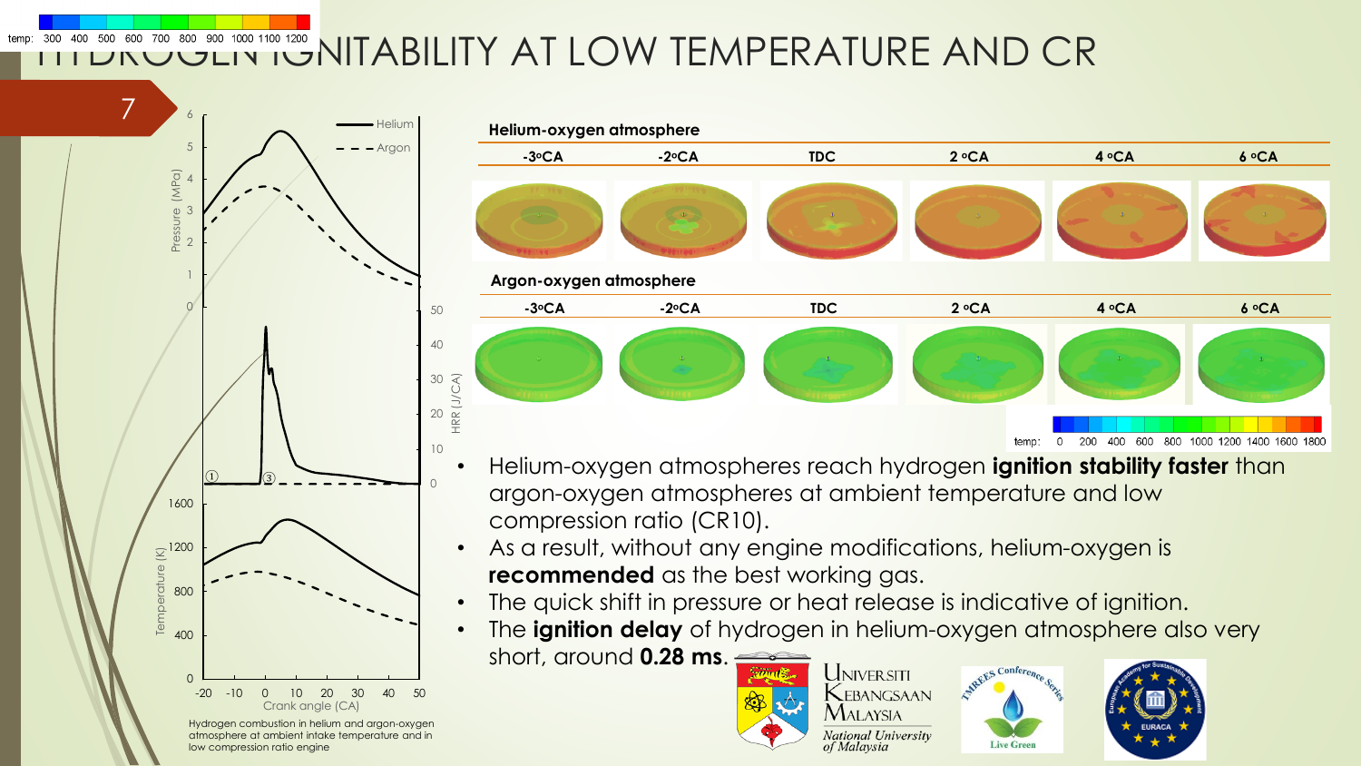# HYDROGEN IGNITABILITY AT LOW TEMPERATURE AND CR

Hydrogen combustion in helium and argon-oxygen atmosphere at ambient intake temperature and in low compression ratio engine

**Helium-oxygen atmosphere**

| -3°CA | -2°CA | TDC | 2 °CA | 4 °CA | 6 °CA |
|---|---|---|---|---|---|

**Argon-oxygen atmosphere**

| -3°CA | -2°CA | TDC | 2 °CA | 4 °CA | 6 °CA |
|---|---|---|---|---|---|

- Helium-oxygen atmospheres reach hydrogen **ignition stability faster** than argon-oxygen atmospheres at ambient temperature and low compression ratio (CR10).
- As a result, without any engine modifications, helium-oxygen is **recommended** as the best working gas.
- The quick shift in pressure or heat release is indicative of ignition.
- The **ignition delay** of hydrogen in helium-oxygen atmosphere also very short, around **0.28 ms**.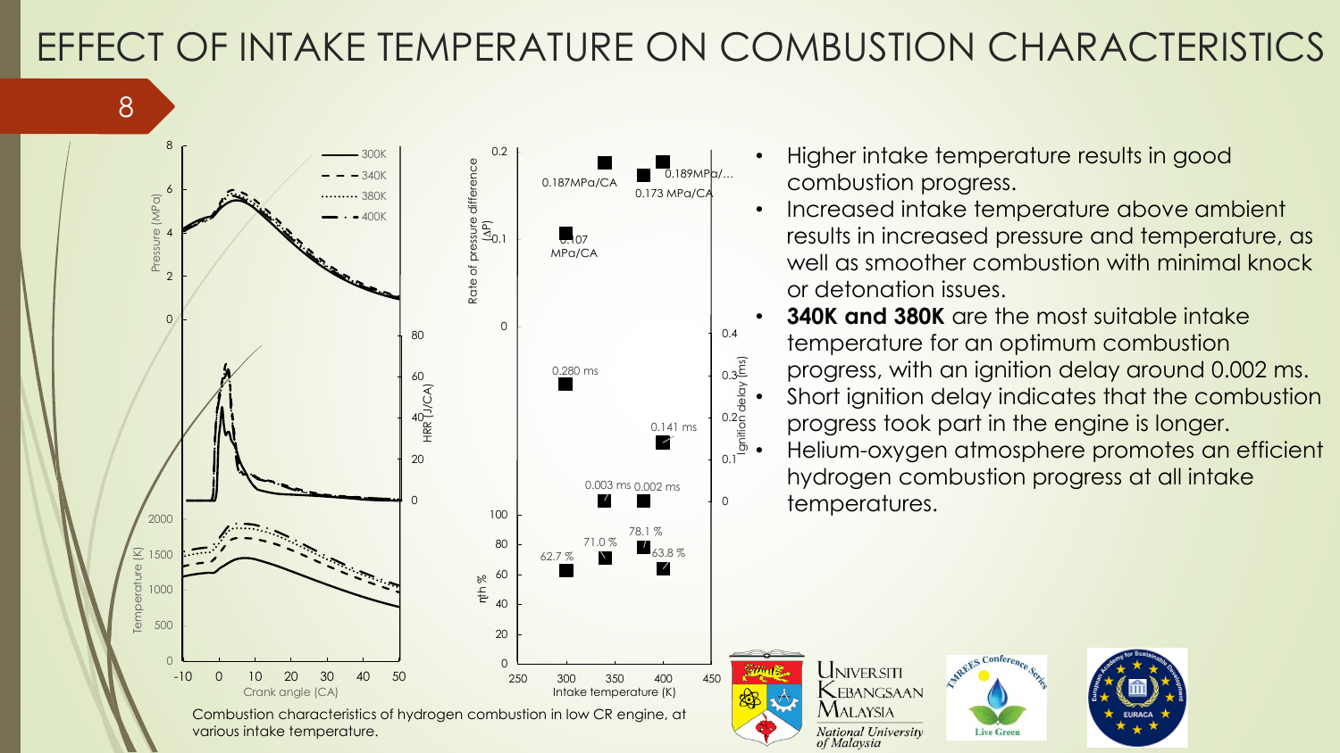# EFFECT OF INTAKE TEMPERATURE ON COMBUSTION CHARACTERISTICS

Combustion characteristics of hydrogen combustion in low CR engine, at various intake temperature.

- Higher intake temperature results in good combustion progress.
- Increased intake temperature above ambient results in increased pressure and temperature, as well as smoother combustion with minimal knock or detonation issues.
- **340K and 380K** are the most suitable intake temperature for an optimum combustion progress, with an ignition delay around 0.002 ms.
- Short ignition delay indicates that the combustion progress took part in the engine is longer.
- Helium-oxygen atmosphere promotes an efficient hydrogen combustion progress at all intake temperatures.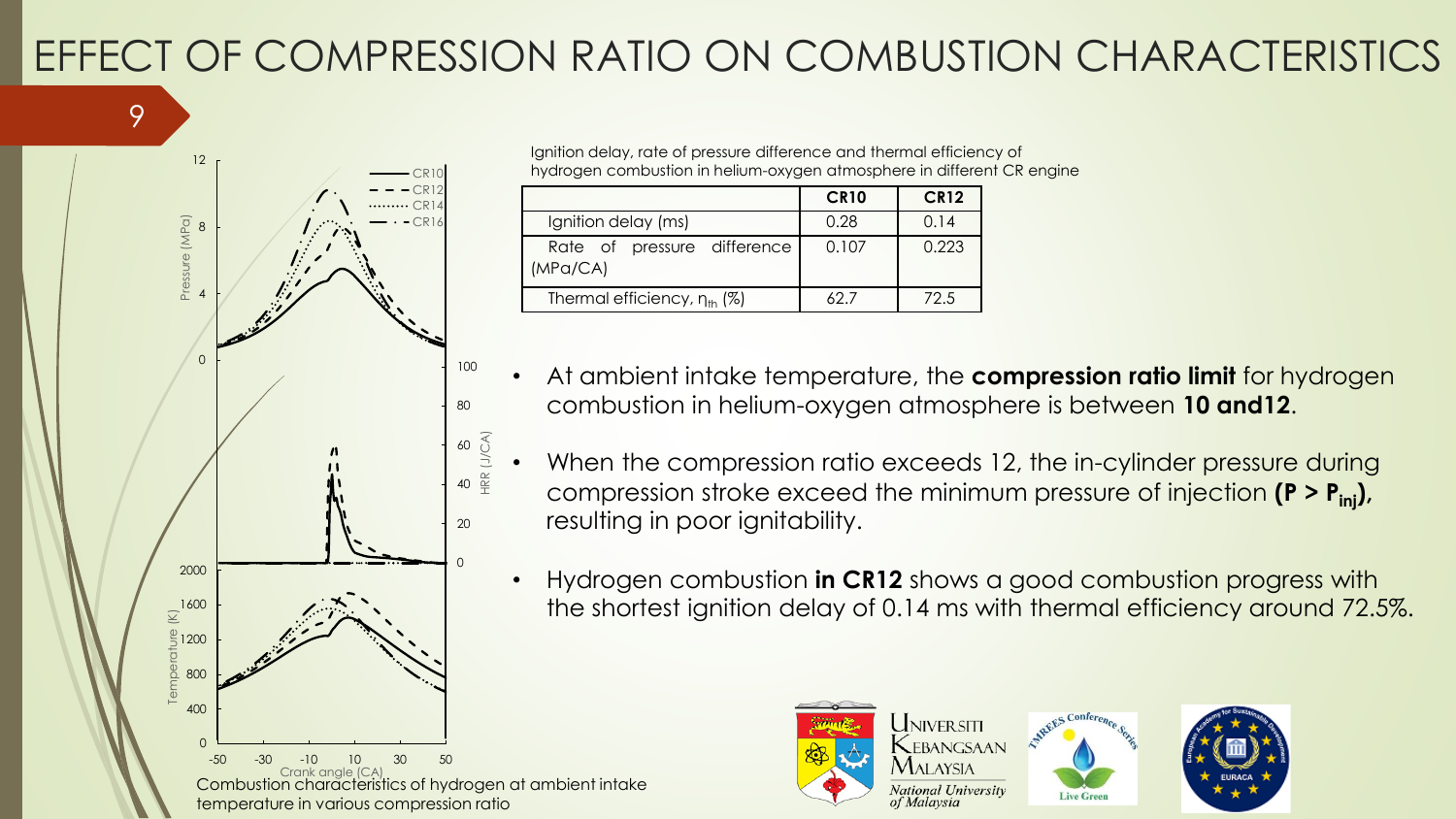# EFFECT OF COMPRESSION RATIO ON COMBUSTION CHARACTERISTICS

Combustion characteristics of hydrogen at ambient intake temperature in various compression ratio

Ignition delay, rate of pressure difference and thermal efficiency of hydrogen combustion in helium-oxygen atmosphere in different CR engine

| | CR10 | CR12 |
|---|---|---|
| Ignition delay (ms) | 0.28 | 0.14 |
| Rate of pressure difference (MPa/CA) | 0.107 | 0.223 |
| Thermal efficiency, $\eta_{th}$ (%) | 62.7 | 72.5 |

- At ambient intake temperature, the **compression ratio limit** for hydrogen combustion in helium-oxygen atmosphere is between **10 and12**.
- When the compression ratio exceeds 12, the in-cylinder pressure during compression stroke exceed the minimum pressure of injection **($P > P_{inj}$)**, resulting in poor ignitability.
- Hydrogen combustion **in CR12** shows a good combustion progress with the shortest ignition delay of 0.14 ms with thermal efficiency around 72.5%.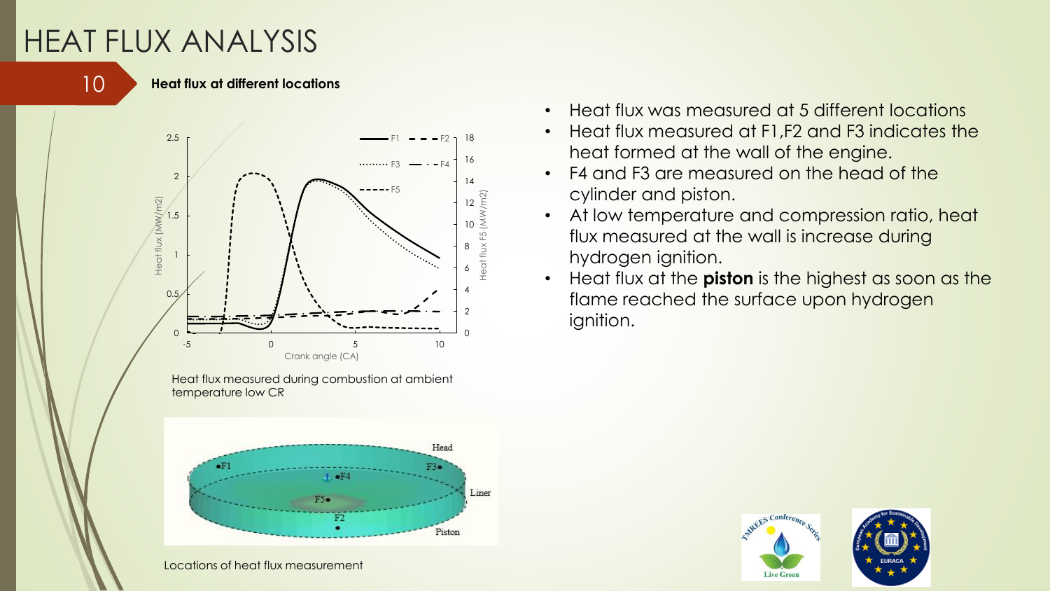# HEAT FLUX ANALYSIS

**Heat flux at different locations**

Heat flux measured during combustion at ambient temperature low CR

Locations of heat flux measurement

- Heat flux was measured at 5 different locations
- Heat flux measured at F1,F2 and F3 indicates the heat formed at the wall of the engine.
- F4 and F3 are measured on the head of the cylinder and piston.
- At low temperature and compression ratio, heat flux measured at the wall is increase during hydrogen ignition.
- Heat flux at the **piston** is the highest as soon as the flame reached the surface upon hydrogen ignition.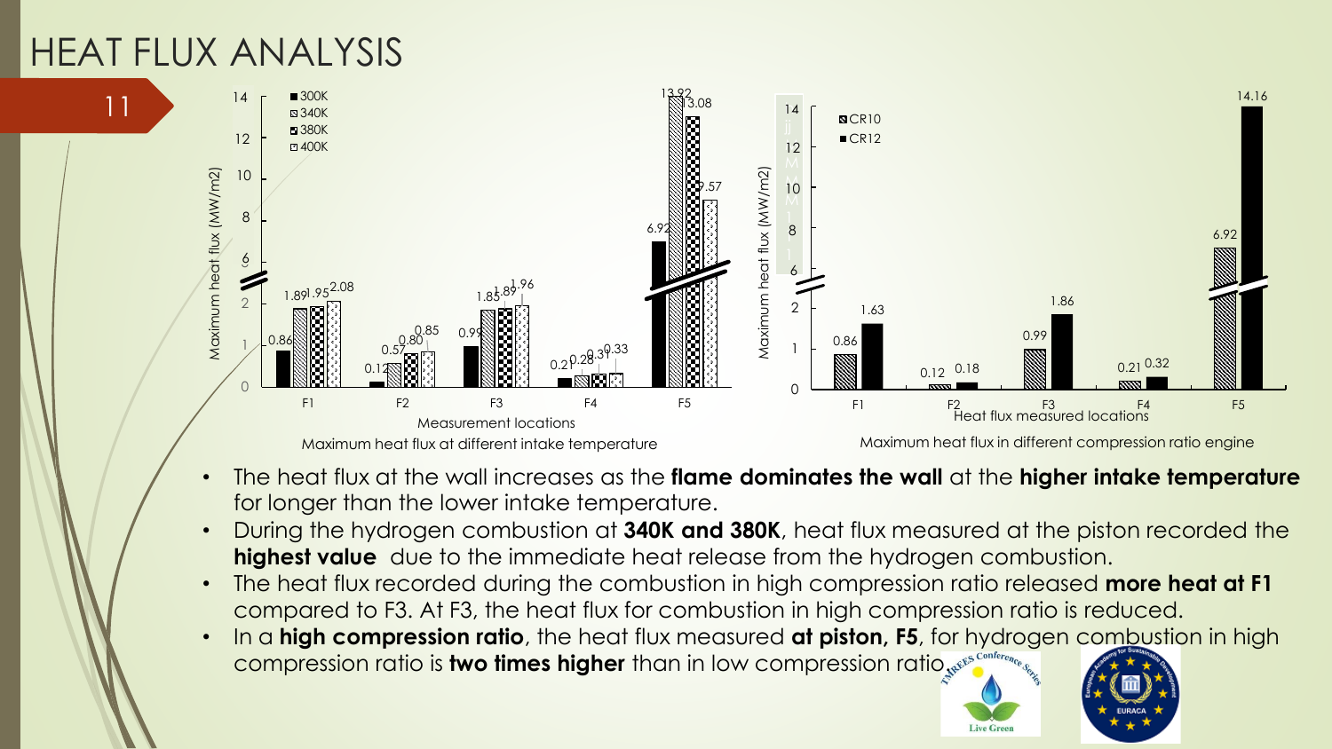# HEAT FLUX ANALYSIS

Maximum heat flux at different intake temperature

| Measurement locations | 300K | 340K | 380K | 400K |
|---|---|---|---|---|
| F1 | 0.86 | 1.89 | 1.95 | 2.08 |
| F2 | 0.12 | 0.57 | 0.80 | 0.85 |
| F3 | 0.99 | 1.85 | 1.89 | 1.96 |
| F4 | 0.21 | 0.28 | 0.31 | 0.33 |
| F5 | 6.92 | 13.92 | 13.08 | 9.57 |

Maximum heat flux in different compression ratio engine

| Heat flux measured locations | CR10 | CR12 |
|---|---|---|
| F1 | 0.86 | 1.63 |
| F2 | 0.12 | 0.18 |
| F3 | 0.99 | 1.86 |
| F4 | 0.21 | 0.32 |
| F5 | 6.92 | 14.16 |

- The heat flux at the wall increases as the **flame dominates the wall** at the **higher intake temperature** for longer than the lower intake temperature.
- During the hydrogen combustion at **340K and 380K**, heat flux measured at the piston recorded the **highest value** due to the immediate heat release from the hydrogen combustion.
- The heat flux recorded during the combustion in high compression ratio released **more heat at F1** compared to F3. At F3, the heat flux for combustion in high compression ratio is reduced.
- In a **high compression ratio**, the heat flux measured **at piston, F5**, for hydrogen combustion in high compression ratio is **two times higher** than in low compression ratio.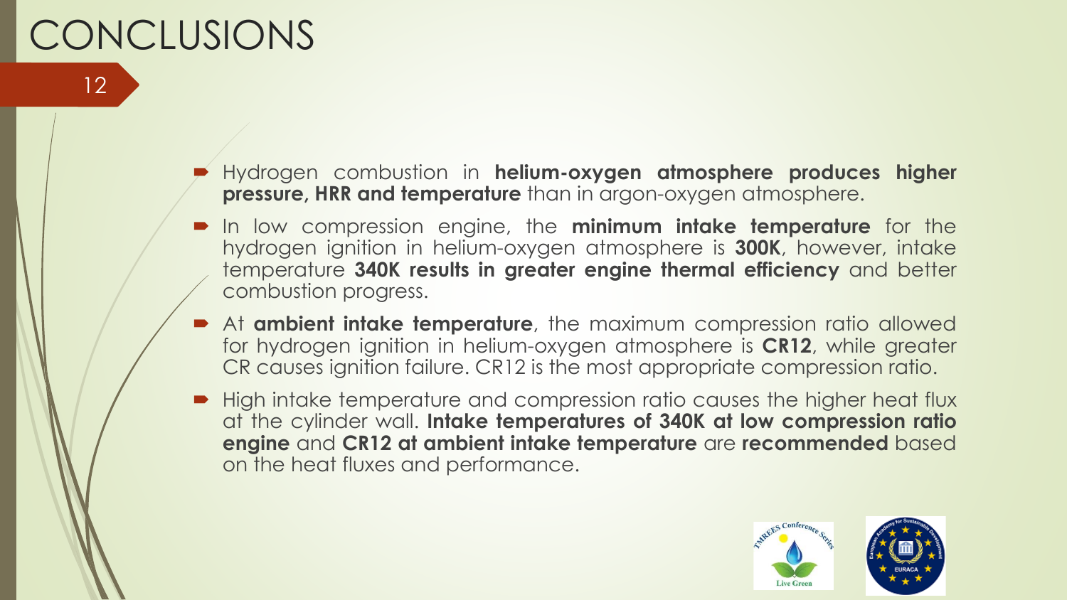# CONCLUSIONS

- Hydrogen combustion in **helium-oxygen atmosphere produces higher pressure, HRR and temperature** than in argon-oxygen atmosphere.
- In low compression engine, the **minimum intake temperature** for the hydrogen ignition in helium-oxygen atmosphere is **300K**, however, intake temperature **340K results in greater engine thermal efficiency** and better combustion progress.
- At **ambient intake temperature**, the maximum compression ratio allowed for hydrogen ignition in helium-oxygen atmosphere is **CR12**, while greater CR causes ignition failure. CR12 is the most appropriate compression ratio.
- High intake temperature and compression ratio causes the higher heat flux at the cylinder wall. **Intake temperatures of 340K at low compression ratio engine** and **CR12 at ambient intake temperature** are **recommended** based on the heat fluxes and performance.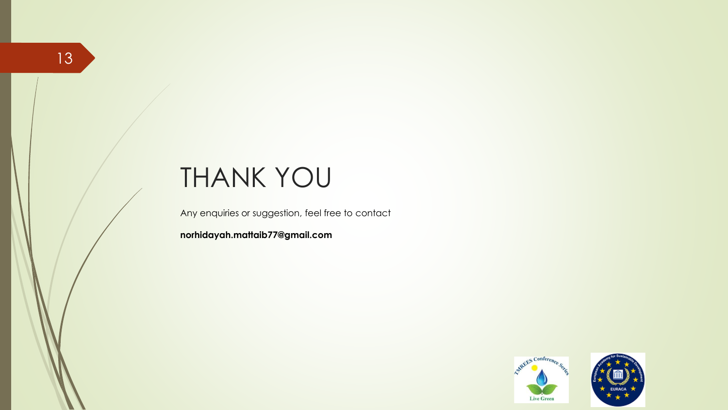# THANK YOU

Any enquiries or suggestion, feel free to contact

**norhidayah.mattaib77@gmail.com**